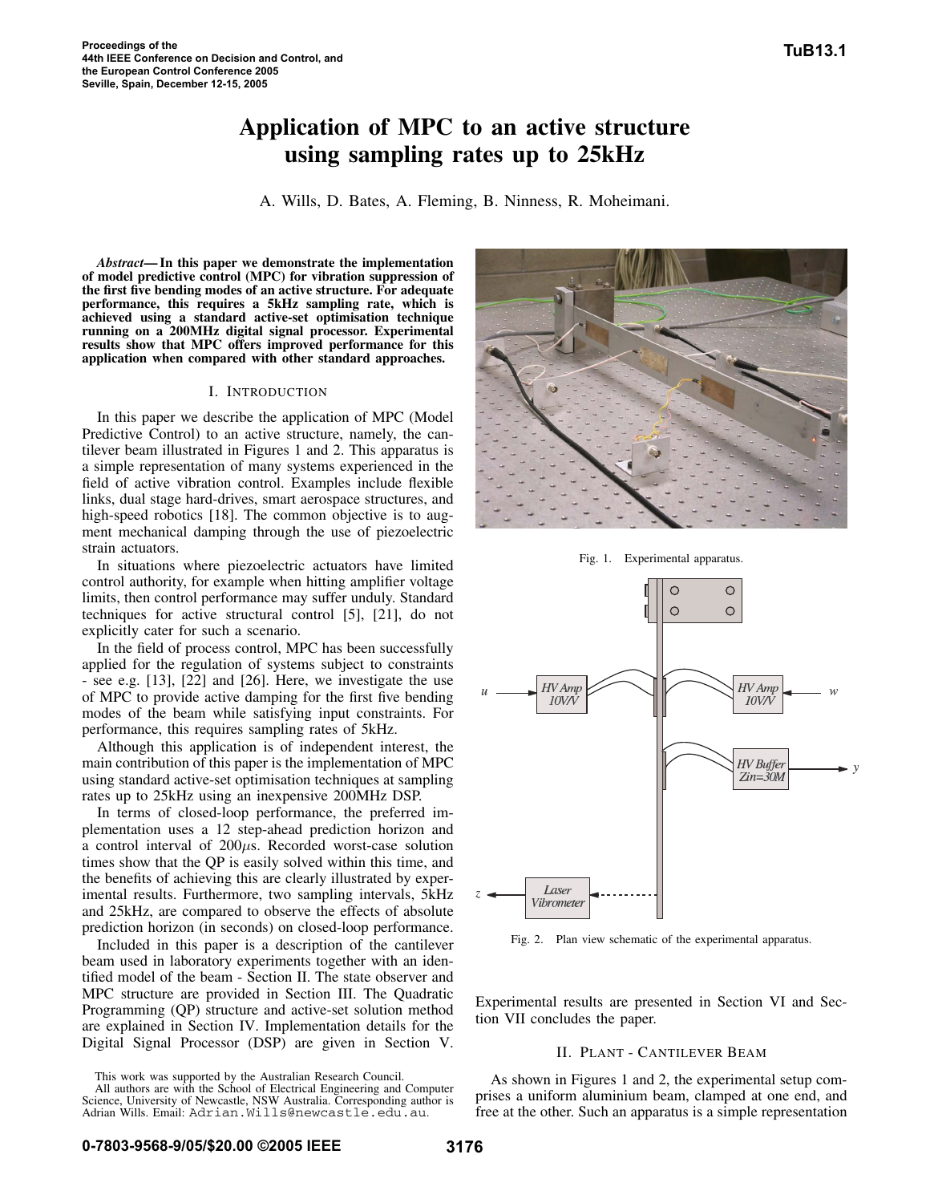# Application of MPC to an active structure using sampling rates up to 25kHz

A. Wills, D. Bates, A. Fleming, B. Ninness, R. Moheimani.

***Abstract*— In this paper we demonstrate the implementation of model predictive control (MPC) for vibration suppression of the first five bending modes of an active structure. For adequate performance, this requires a 5kHz sampling rate, which is achieved using a standard active-set optimisation technique running on a 200MHz digital signal processor. Experimental results show that MPC offers improved performance for this application when compared with other standard approaches.**

## I. Introduction

In this paper we describe the application of MPC (Model Predictive Control) to an active structure, namely, the cantilever beam illustrated in Figures 1 and 2. This apparatus is a simple representation of many systems experienced in the field of active vibration control. Examples include flexible links, dual stage hard-drives, smart aerospace structures, and high-speed robotics [18]. The common objective is to augment mechanical damping through the use of piezoelectric strain actuators.

In situations where piezoelectric actuators have limited control authority, for example when hitting amplifier voltage limits, then control performance may suffer unduly. Standard techniques for active structural control [5], [21], do not explicitly cater for such a scenario.

In the field of process control, MPC has been successfully applied for the regulation of systems subject to constraints - see e.g. [13], [22] and [26]. Here, we investigate the use of MPC to provide active damping for the first five bending modes of the beam while satisfying input constraints. For performance, this requires sampling rates of 5kHz.

Although this application is of independent interest, the main contribution of this paper is the implementation of MPC using standard active-set optimisation techniques at sampling rates up to 25kHz using an inexpensive 200MHz DSP.

In terms of closed-loop performance, the preferred implementation uses a 12 step-ahead prediction horizon and a control interval of 200$\mu$s. Recorded worst-case solution times show that the QP is easily solved within this time, and the benefits of achieving this are clearly illustrated by experimental results. Furthermore, two sampling intervals, 5kHz and 25kHz, are compared to observe the effects of absolute prediction horizon (in seconds) on closed-loop performance.

Included in this paper is a description of the cantilever beam used in laboratory experiments together with an identified model of the beam - Section II. The state observer and MPC structure are provided in Section III. The Quadratic Programming (QP) structure and active-set solution method are explained in Section IV. Implementation details for the Digital Signal Processor (DSP) are given in Section V.

This work was supported by the Australian Research Council.

All authors are with the School of Electrical Engineering and Computer Science, University of Newcastle, NSW Australia. Corresponding author is Adrian Wills. Email: Adrian.Wills@newcastle.edu.au.

Fig. 1. Experimental apparatus.

Fig. 2. Plan view schematic of the experimental apparatus.

Experimental results are presented in Section VI and Section VII concludes the paper.

## II. Plant - Cantilever Beam

As shown in Figures 1 and 2, the experimental setup comprises a uniform aluminium beam, clamped at one end, and free at the other. Such an apparatus is a simple representation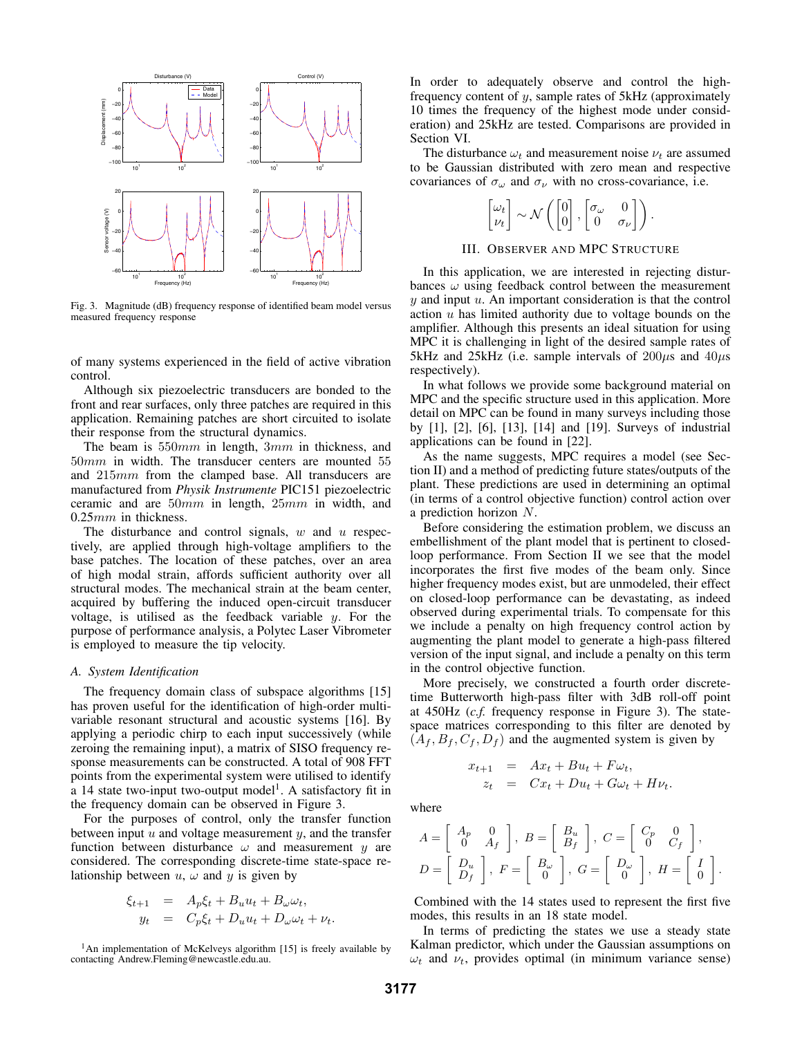Fig. 3. Magnitude (dB) frequency response of identified beam model versus measured frequency response

of many systems experienced in the field of active vibration control.

Although six piezoelectric transducers are bonded to the front and rear surfaces, only three patches are required in this application. Remaining patches are short circuited to isolate their response from the structural dynamics.

The beam is $550mm$ in length, $3mm$ in thickness, and $50mm$ in width. The transducer centers are mounted 55 and $215mm$ from the clamped base. All transducers are manufactured from *Physik Instrumente* PIC151 piezoelectric ceramic and are $50mm$ in length, $25mm$ in width, and $0.25mm$ in thickness.

The disturbance and control signals, $w$ and $u$ respectively, are applied through high-voltage amplifiers to the base patches. The location of these patches, over an area of high modal strain, affords sufficient authority over all structural modes. The mechanical strain at the beam center, acquired by buffering the induced open-circuit transducer voltage, is utilised as the feedback variable $y$. For the purpose of performance analysis, a Polytec Laser Vibrometer is employed to measure the tip velocity.

### A. System Identification

The frequency domain class of subspace algorithms [15] has proven useful for the identification of high-order multivariable resonant structural and acoustic systems [16]. By applying a periodic chirp to each input successively (while zeroing the remaining input), a matrix of SISO frequency response measurements can be constructed. A total of 908 FFT points from the experimental system were utilised to identify a 14 state two-input two-output model[1]. A satisfactory fit in the frequency domain can be observed in Figure 3.

For the purposes of control, only the transfer function between input $u$ and voltage measurement $y$, and the transfer function between disturbance $\omega$ and measurement $y$ are considered. The corresponding discrete-time state-space relationship between $u$, $\omega$ and $y$ is given by

$$\begin{aligned} \xi_{t+1} &= A_p\xi_t + B_u u_t + B_\omega \omega_t, \\ y_t &= C_p\xi_t + D_u u_t + D_\omega \omega_t + \nu_t. \end{aligned}$$

[1]An implementation of McKelveys algorithm [15] is freely available by contacting Andrew.Fleming@newcastle.edu.au.

In order to adequately observe and control the high-frequency content of $y$, sample rates of 5kHz (approximately 10 times the frequency of the highest mode under consideration) and 25kHz are tested. Comparisons are provided in Section VI.

The disturbance $\omega_t$ and measurement noise $\nu_t$ are assumed to be Gaussian distributed with zero mean and respective covariances of $\sigma_\omega$ and $\sigma_\nu$ with no cross-covariance, i.e.

$$\begin{bmatrix} \omega_t \\ \nu_t \end{bmatrix} \sim \mathcal{N}\left( \begin{bmatrix} 0 \\ 0 \end{bmatrix}, \begin{bmatrix} \sigma_\omega & 0 \\ 0 & \sigma_\nu \end{bmatrix} \right).$$

## III. Observer and MPC Structure

In this application, we are interested in rejecting disturbances $\omega$ using feedback control between the measurement $y$ and input $u$. An important consideration is that the control action $u$ has limited authority due to voltage bounds on the amplifier. Although this presents an ideal situation for using MPC it is challenging in light of the desired sample rates of 5kHz and 25kHz (i.e. sample intervals of $200\mu s$ and $40\mu s$ respectively).

In what follows we provide some background material on MPC and the specific structure used in this application. More detail on MPC can be found in many surveys including those by [1], [2], [6], [13], [14] and [19]. Surveys of industrial applications can be found in [22].

As the name suggests, MPC requires a model (see Section II) and a method of predicting future states/outputs of the plant. These predictions are used in determining an optimal (in terms of a control objective function) control action over a prediction horizon $N$.

Before considering the estimation problem, we discuss an embellishment of the plant model that is pertinent to closed-loop performance. From Section II we see that the model incorporates the first five modes of the beam only. Since higher frequency modes exist, but are unmodeled, their effect on closed-loop performance can be devastating, as indeed observed during experimental trials. To compensate for this we include a penalty on high frequency control action by augmenting the plant model to generate a high-pass filtered version of the input signal, and include a penalty on this term in the control objective function.

More precisely, we constructed a fourth order discrete-time Butterworth high-pass filter with 3dB roll-off point at 450Hz (*c.f.* frequency response in Figure 3). The state-space matrices corresponding to this filter are denoted by $(A_f, B_f, C_f, D_f)$ and the augmented system is given by

$$\begin{aligned} x_{t+1} &= Ax_t + Bu_t + F\omega_t, \\ z_t &= Cx_t + Du_t + G\omega_t + H\nu_t. \end{aligned}$$

where

$$A = \begin{bmatrix} A_p & 0 \\ 0 & A_f \end{bmatrix},\; B = \begin{bmatrix} B_u \\ B_f \end{bmatrix},\; C = \begin{bmatrix} C_p & 0 \\ 0 & C_f \end{bmatrix},$$

$$D = \begin{bmatrix} D_u \\ D_f \end{bmatrix},\; F = \begin{bmatrix} B_\omega \\ 0 \end{bmatrix},\; G = \begin{bmatrix} D_\omega \\ 0 \end{bmatrix},\; H = \begin{bmatrix} I \\ 0 \end{bmatrix}.$$

Combined with the 14 states used to represent the first five modes, this results in an 18 state model.

In terms of predicting the states we use a steady state Kalman predictor, which under the Gaussian assumptions on $\omega_t$ and $\nu_t$, provides optimal (in minimum variance sense)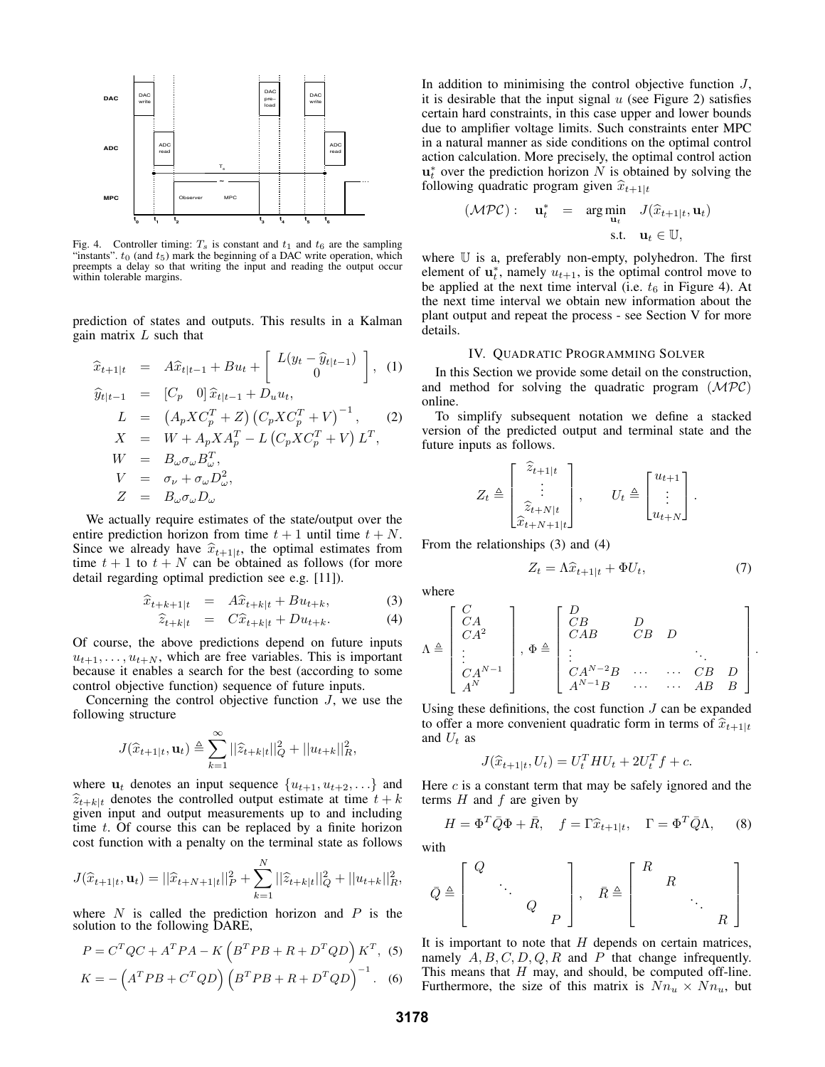Fig. 4. Controller timing: $T_s$ is constant and $t_1$ and $t_6$ are the sampling "instants". $t_0$ (and $t_5$) mark the beginning of a DAC write operation, which preempts a delay so that writing the input and reading the output occur within tolerable margins.

prediction of states and outputs. This results in a Kalman gain matrix $L$ such that

$$
\begin{aligned}
\widehat{x}_{t+1|t} &= A\widehat{x}_{t|t-1} + Bu_t + \begin{bmatrix} L(y_t - \widehat{y}_{t|t-1}) \\ 0 \end{bmatrix}, \quad (1) \\
\widehat{y}_{t|t-1} &= [C_p \quad 0]\,\widehat{x}_{t|t-1} + D_u u_t, \\
L &= \left(A_p X C_p^T + Z\right)\left(C_p X C_p^T + V\right)^{-1}, \quad (2) \\
X &= W + A_p X A_p^T - L\left(C_p X C_p^T + V\right)L^T, \\
W &= B_\omega \sigma_\omega B_\omega^T, \\
V &= \sigma_\nu + \sigma_\omega D_\omega^2, \\
Z &= B_\omega \sigma_\omega D_\omega
\end{aligned}
$$

We actually require estimates of the state/output over the entire prediction horizon from time $t+1$ until time $t+N$. Since we already have $\widehat{x}_{t+1|t}$, the optimal estimates from time $t+1$ to $t+N$ can be obtained as follows (for more detail regarding optimal prediction see e.g. [11]).

$$
\begin{aligned}
\widehat{x}_{t+k+1|t} &= A\widehat{x}_{t+k|t} + Bu_{t+k}, \quad (3) \\
\widehat{z}_{t+k|t} &= C\widehat{x}_{t+k|t} + Du_{t+k}. \quad (4)
\end{aligned}
$$

Of course, the above predictions depend on future inputs $u_{t+1}, \ldots, u_{t+N}$, which are free variables. This is important because it enables a search for the best (according to some control objective function) sequence of future inputs.

Concerning the control objective function $J$, we use the following structure

$$
J(\widehat{x}_{t+1|t}, \mathbf{u}_t) \triangleq \sum_{k=1}^{\infty} ||\widehat{z}_{t+k|t}||_Q^2 + ||u_{t+k}||_R^2,
$$

where $\mathbf{u}_t$ denotes an input sequence $\{u_{t+1}, u_{t+2}, \ldots\}$ and $\widehat{z}_{t+k|t}$ denotes the controlled output estimate at time $t+k$ given input and output measurements up to and including time $t$. Of course this can be replaced by a finite horizon cost function with a penalty on the terminal state as follows

$$
J(\widehat{x}_{t+1|t}, \mathbf{u}_t) = ||\widehat{x}_{t+N+1|t}||_P^2 + \sum_{k=1}^{N} ||\widehat{z}_{t+k|t}||_Q^2 + ||u_{t+k}||_R^2,
$$

where $N$ is called the prediction horizon and $P$ is the solution to the following DARE,

$$
P = C^T QC + A^T PA - K\left(B^T PB + R + D^T QD\right)K^T, \quad (5)
$$

$$
K = -\left(A^T PB + C^T QD\right)\left(B^T PB + R + D^T QD\right)^{-1}. \quad (6)
$$

In addition to minimising the control objective function $J$, it is desirable that the input signal $u$ (see Figure 2) satisfies certain hard constraints, in this case upper and lower bounds due to amplifier voltage limits. Such constraints enter MPC in a natural manner as side conditions on the optimal control action calculation. More precisely, the optimal control action $\mathbf{u}_t^*$ over the prediction horizon $N$ is obtained by solving the following quadratic program given $\widehat{x}_{t+1|t}$

$$
(\mathcal{MPC}): \quad \mathbf{u}_t^* = \arg\min_{\mathbf{u}_t} \; J(\widehat{x}_{t+1|t}, \mathbf{u}_t) \quad \text{s.t.} \quad \mathbf{u}_t \in \mathbb{U},
$$

where $\mathbb{U}$ is a, preferably non-empty, polyhedron. The first element of $\mathbf{u}_t^*$, namely $u_{t+1}$, is the optimal control move to be applied at the next time interval (i.e. $t_6$ in Figure 4). At the next time interval we obtain new information about the plant output and repeat the process - see Section V for more details.

## IV. Quadratic Programming Solver

In this Section we provide some detail on the construction, and method for solving the quadratic program ($\mathcal{MPC}$) online.

To simplify subsequent notation we define a stacked version of the predicted output and terminal state and the future inputs as follows.

$$
Z_t \triangleq \begin{bmatrix} \widehat{z}_{t+1|t} \\ \vdots \\ \widehat{z}_{t+N|t} \\ \widehat{x}_{t+N+1|t} \end{bmatrix}, \qquad U_t \triangleq \begin{bmatrix} u_{t+1} \\ \vdots \\ u_{t+N} \end{bmatrix}.
$$

From the relationships (3) and (4)

$$
Z_t = \Lambda \widehat{x}_{t+1|t} + \Phi U_t, \quad (7)
$$

where

$$
\Lambda \triangleq \begin{bmatrix} C \\ CA \\ CA^2 \\ \vdots \\ CA^{N-1} \\ A^N \end{bmatrix}, \; \Phi \triangleq \begin{bmatrix} D & & & & \\ CB & D & & & \\ CAB & CB & D & & \\ \vdots & & & \ddots & \\ CA^{N-2}B & \cdots & \cdots & CB & D \\ A^{N-1}B & \cdots & \cdots & AB & B \end{bmatrix}.
$$

Using these definitions, the cost function $J$ can be expanded to offer a more convenient quadratic form in terms of $\widehat{x}_{t+1|t}$ and $U_t$ as

$$
J(\widehat{x}_{t+1|t}, U_t) = U_t^T H U_t + 2U_t^T f + c.
$$

Here $c$ is a constant term that may be safely ignored and the terms $H$ and $f$ are given by

$$
H = \Phi^T \bar{Q} \Phi + \bar{R}, \quad f = \Gamma \widehat{x}_{t+1|t}, \quad \Gamma = \Phi^T \bar{Q} \Lambda, \quad (8)
$$

with

$$
\bar{Q} \triangleq \begin{bmatrix} Q & & & \\ & \ddots & & \\ & & Q & \\ & & & P \end{bmatrix}, \quad \bar{R} \triangleq \begin{bmatrix} R & & & \\ & R & & \\ & & \ddots & \\ & & & R \end{bmatrix}
$$

It is important to note that $H$ depends on certain matrices, namely $A, B, C, D, Q, R$ and $P$ that change infrequently. This means that $H$ may, and should, be computed off-line. Furthermore, the size of this matrix is $Nn_u \times Nn_u$, but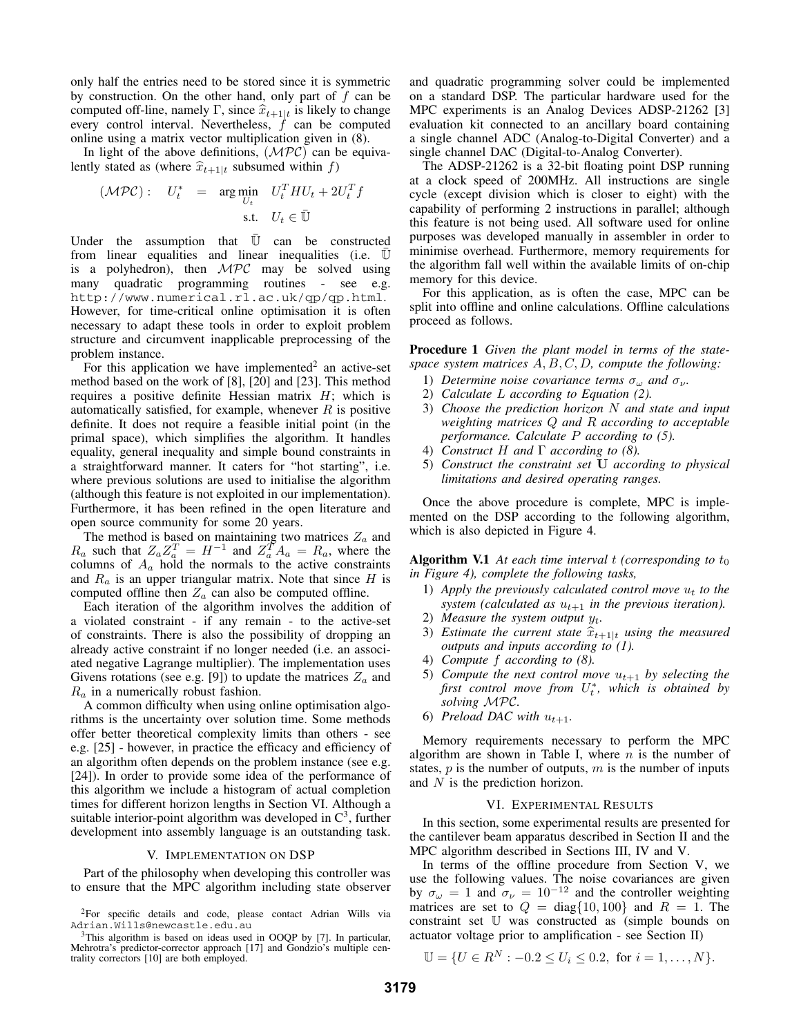only half the entries need to be stored since it is symmetric by construction. On the other hand, only part of $f$ can be computed off-line, namely $\Gamma$, since $\widehat{x}_{t+1|t}$ is likely to change every control interval. Nevertheless, $f$ can be computed online using a matrix vector multiplication given in (8).

In light of the above definitions, $(\mathcal{MPC})$ can be equivalently stated as (where $\widehat{x}_{t+1|t}$ subsumed within $f$)

$$(\mathcal{MPC}): \quad U_t^* \quad = \quad \arg\min_{U_t} \quad U_t^T H U_t + 2U_t^T f \qquad \text{s.t.} \quad U_t \in \bar{\mathbb{U}}$$

Under the assumption that $\bar{\mathbb{U}}$ can be constructed from linear equalities and linear inequalities (i.e. $\bar{\mathbb{U}}$ is a polyhedron), then $\mathcal{MPC}$ may be solved using many quadratic programming routines - see e.g. `http://www.numerical.rl.ac.uk/qp/qp.html`. However, for time-critical online optimisation it is often necessary to adapt these tools in order to exploit problem structure and circumvent inapplicable preprocessing of the problem instance.

For this application we have implemented[2] an active-set method based on the work of [8], [20] and [23]. This method requires a positive definite Hessian matrix $H$; which is automatically satisfied, for example, whenever $R$ is positive definite. It does not require a feasible initial point (in the primal space), which simplifies the algorithm. It handles equality, general inequality and simple bound constraints in a straightforward manner. It caters for "hot starting", i.e. where previous solutions are used to initialise the algorithm (although this feature is not exploited in our implementation). Furthermore, it has been refined in the open literature and open source community for some 20 years.

The method is based on maintaining two matrices $Z_a$ and $R_a$ such that $Z_a Z_a^T = H^{-1}$ and $Z_a^T A_a = R_a$, where the columns of $A_a$ hold the normals to the active constraints and $R_a$ is an upper triangular matrix. Note that since $H$ is computed offline then $Z_a$ can also be computed offline.

Each iteration of the algorithm involves the addition of a violated constraint - if any remain - to the active-set of constraints. There is also the possibility of dropping an already active constraint if no longer needed (i.e. an associated negative Lagrange multiplier). The implementation uses Givens rotations (see e.g. [9]) to update the matrices $Z_a$ and $R_a$ in a numerically robust fashion.

A common difficulty when using online optimisation algorithms is the uncertainty over solution time. Some methods offer better theoretical complexity limits than others - see e.g. [25] - however, in practice the efficacy and efficiency of an algorithm often depends on the problem instance (see e.g. [24]). In order to provide some idea of the performance of this algorithm we include a histogram of actual completion times for different horizon lengths in Section VI. Although a suitable interior-point algorithm was developed in C[3], further development into assembly language is an outstanding task.

## V. Implementation on DSP

Part of the philosophy when developing this controller was to ensure that the MPC algorithm including state observer and quadratic programming solver could be implemented on a standard DSP. The particular hardware used for the MPC experiments is an Analog Devices ADSP-21262 [3] evaluation kit connected to an ancillary board containing a single channel ADC (Analog-to-Digital Converter) and a single channel DAC (Digital-to-Analog Converter).

The ADSP-21262 is a 32-bit floating point DSP running at a clock speed of 200MHz. All instructions are single cycle (except division which is closer to eight) with the capability of performing 2 instructions in parallel; although this feature is not being used. All software used for online purposes was developed manually in assembler in order to minimise overhead. Furthermore, memory requirements for the algorithm fall well within the available limits of on-chip memory for this device.

For this application, as is often the case, MPC can be split into offline and online calculations. Offline calculations proceed as follows.

**Procedure 1** *Given the plant model in terms of the state-space system matrices $A, B, C, D$, compute the following:*

1) *Determine noise covariance terms $\sigma_\omega$ and $\sigma_\nu$.*
2) *Calculate $L$ according to Equation (2).*
3) *Choose the prediction horizon $N$ and state and input weighting matrices $Q$ and $R$ according to acceptable performance. Calculate $P$ according to (5).*
4) *Construct $H$ and $\Gamma$ according to (8).*
5) *Construct the constraint set $\mathbf{U}$ according to physical limitations and desired operating ranges.*

Once the above procedure is complete, MPC is implemented on the DSP according to the following algorithm, which is also depicted in Figure 4.

**Algorithm V.1** *At each time interval $t$ (corresponding to $t_0$ in Figure 4), complete the following tasks,*

1) *Apply the previously calculated control move $u_t$ to the system (calculated as $u_{t+1}$ in the previous iteration).*
2) *Measure the system output $y_t$.*
3) *Estimate the current state $\widehat{x}_{t+1|t}$ using the measured outputs and inputs according to (1).*
4) *Compute $f$ according to (8).*
5) *Compute the next control move $u_{t+1}$ by selecting the first control move from $U_t^*$, which is obtained by solving $\mathcal{MPC}$.*
6) *Preload DAC with $u_{t+1}$.*

Memory requirements necessary to perform the MPC algorithm are shown in Table I, where $n$ is the number of states, $p$ is the number of outputs, $m$ is the number of inputs and $N$ is the prediction horizon.

## VI. Experimental Results

In this section, some experimental results are presented for the cantilever beam apparatus described in Section II and the MPC algorithm described in Sections III, IV and V.

In terms of the offline procedure from Section V, we use the following values. The noise covariances are given by $\sigma_\omega = 1$ and $\sigma_\nu = 10^{-12}$ and the controller weighting matrices are set to $Q = \text{diag}\{10, 100\}$ and $R = 1$. The constraint set $\mathbb{U}$ was constructed as (simple bounds on actuator voltage prior to amplification - see Section II)

$$\mathbb{U} = \{U \in R^N : -0.2 \leq U_i \leq 0.2, \text{ for } i = 1, \ldots, N\}.$$

[2] For specific details and code, please contact Adrian Wills via Adrian.Wills@newcastle.edu.au

[3] This algorithm is based on ideas used in OOQP by [7]. In particular, Mehrotra's predictor-corrector approach [17] and Gondzio's multiple centrality correctors [10] are both employed.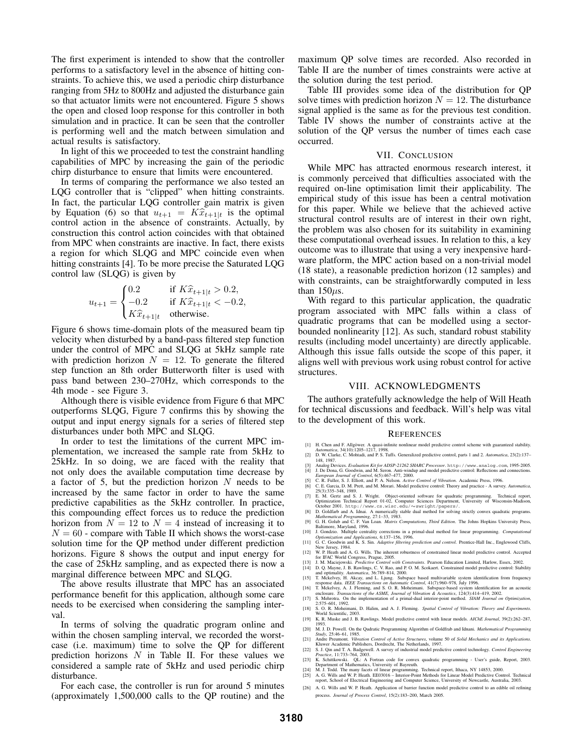The first experiment is intended to show that the controller performs to a satisfactory level in the absence of hitting constraints. To achieve this, we used a periodic chirp disturbance ranging from 5Hz to 800Hz and adjusted the disturbance gain so that actuator limits were not encountered. Figure 5 shows the open and closed loop response for this controller in both simulation and in practice. It can be seen that the controller is performing well and the match between simulation and actual results is satisfactory.

In light of this we proceeded to test the constraint handling capabilities of MPC by increasing the gain of the periodic chirp disturbance to ensure that limits were encountered.

In terms of comparing the performance we also tested an LQG controller that is "clipped" when hitting constraints. In fact, the particular LQG controller gain matrix is given by Equation (6) so that $u_{t+1} = K\widehat{x}_{t+1|t}$ is the optimal control action in the absence of constraints. Actually, by construction this control action coincides with that obtained from MPC when constraints are inactive. In fact, there exists a region for which SLQG and MPC coincide even when hitting constraints [4]. To be more precise the Saturated LQG control law (SLQG) is given by

$$u_{t+1} = \begin{cases} 0.2 & \text{if } K\widehat{x}_{t+1|t} > 0.2, \\ -0.2 & \text{if } K\widehat{x}_{t+1|t} < -0.2, \\ K\widehat{x}_{t+1|t} & \text{otherwise.} \end{cases}$$

Figure 6 shows time-domain plots of the measured beam tip velocity when disturbed by a band-pass filtered step function under the control of MPC and SLQG at 5kHz sample rate with prediction horizon $N = 12$. To generate the filtered step function an 8th order Butterworth filter is used with pass band between 230–270Hz, which corresponds to the 4th mode - see Figure 3.

Although there is visible evidence from Figure 6 that MPC outperforms SLQG, Figure 7 confirms this by showing the output and input energy signals for a series of filtered step disturbances under both MPC and SLQG.

In order to test the limitations of the current MPC implementation, we increased the sample rate from 5kHz to 25kHz. In so doing, we are faced with the reality that not only does the available computation time decrease by a factor of 5, but the prediction horizon $N$ needs to be increased by the same factor in order to have the same predictive capabilities as the 5kHz controller. In practice, this compounding effect forces us to reduce the prediction horizon from $N = 12$ to $N = 4$ instead of increasing it to $N = 60$ - compare with Table II which shows the worst-case solution time for the QP method under different prediction horizons. Figure 8 shows the output and input energy for the case of 25kHz sampling, and as expected there is now a marginal difference between MPC and SLQG.

The above results illustrate that MPC has an associated performance benefit for this application, although some care needs to be exercised when considering the sampling interval.

In terms of solving the quadratic program online and within the chosen sampling interval, we recorded the worst-case (i.e. maximum) time to solve the QP for different prediction horizons $N$ in Table II. For these values we considered a sample rate of 5kHz and used periodic chirp disturbance.

For each case, the controller is run for around 5 minutes (approximately 1,500,000 calls to the QP routine) and the maximum QP solve times are recorded. Also recorded in Table II are the number of times constraints were active at the solution during the test period.

Table III provides some idea of the distribution for QP solve times with prediction horizon $N = 12$. The disturbance signal applied is the same as for the previous test condition. Table IV shows the number of constraints active at the solution of the QP versus the number of times each case occurred.

## VII. Conclusion

While MPC has attracted enormous research interest, it is commonly perceived that difficulties associated with the required on-line optimisation limit their applicability. The empirical study of this issue has been a central motivation for this paper. While we believe that the achieved active structural control results are of interest in their own right, the problem was also chosen for its suitability in examining these computational overhead issues. In relation to this, a key outcome was to illustrate that using a very inexpensive hardware platform, the MPC action based on a non-trivial model (18 state), a reasonable prediction horizon (12 samples) and with constraints, can be straightforwardly computed in less than $150\mu$s.

With regard to this particular application, the quadratic program associated with MPC falls within a class of quadratic programs that can be modelled using a sector-bounded nonlinearity [12]. As such, standard robust stability results (including model uncertainty) are directly applicable. Although this issue falls outside the scope of this paper, it aligns well with previous work using robust control for active structures.

## VIII. Acknowledgments

The authors gratefully acknowledge the help of Will Heath for technical discussions and feedback. Will's help was vital to the development of this work.

## References

[1] H. Chen and F. Allgöwer. A quasi-infinite nonlinear model predictive control scheme with guaranteed stability. *Automatica*, 34(10):1205–1217, 1998.

[2] D. W. Clarke, C. Mohtadi, and P. S. Tuffs. Generalized predictive control, parts 1 and 2. *Automatica*, 23(2):137–148, 1987.

[3] Analog Devices. *Evaluation Kit for ADSP-21262 SHARC Processor*. http://www.analog.com, 1995-2005.

[4] J. De Dona, G. Goodwin, and M. Seron. Anti-windup and model predictive control: Reflections and connections. *European Journal of Control*, 6(5):467–477, 2000.

[5] C. R. Fuller, S. J. Elliott, and P. A. Nelson. *Active Control of Vibration*. Academic Press, 1996.

[6] C. E. Garcia, D. M. Prett, and M. Morari. Model predictive control: Theory and practice - A survey. *Automatica*, 25(3):335–348, 1989.

[7] E. M. Gertz and S. J. Wright. Object-oriented software for quadratic programming. Technical report, Optimization Technical Report 01-02, Computer Sciences Department, University of Wisconsin-Madison, October 2001. http://www.cs.wisc.edu/~swright/papers/.

[8] D. Goldfarb and A. Idnai. A numerically stable dual method for solving strictly convex quadratic programs. *Mathematical Programming*, 27:1–33, 1983.

[9] G. H. Golub and C. F. Van Loan. *Matrix Computations, Third Edition*. The Johns Hopkins University Press, Baltimore, Maryland, 1996.

[10] J. Gondzio. Multiple centrality corrections in a primal-dual method for linear programming. *Computational Optiomization and Applications*, 6:137–156, 1996.

[11] G. C. Goodwin and K. S. Sin. *Adaptive filtering prediction and control*. Prentice-Hall Inc., Englewood Cliffs, New Jersey, 1984.

[12] W. P. Heath and A. G. Wills. The inherent robustness of constrained linear model predictive control. Accepted for IFAC World Congress, Prague, 2005.

[13] J. M. Maciejowski. *Predictive Control with Constraints*. Pearson Education Limited, Harlow, Essex, 2002.

[14] D. Q. Mayne, J. B. Rawlings, C. V. Rao, and P. O. M. Scokaert. Constrained model predictive control: Stability and optimality. *Automatica*, 36:789–814, 2000.

[15] T. Mckelvey, H. Akcay, and L. Ljung. Subspace based multivariable system identification from frequency response data. *IEEE Transactions on Automatic Control*, 41(7):960–978, July 1996.

[16] T. Mckelvey, A. J. Fleming, and S. O. R. Moheimani. Subspace-based system identification for an acoustic enclosure. *Transactions of the ASME, Journal of Vibration & Acoustics*, 124(3):414–419, 2002.

[17] S. Mehrotra. On the implementation of a primal-dual interior-point method. *SIAM Journal on Optimization*, 2:575–601, 1992.

[18] S. O. R. Moheimani, D. Halim, and A. J. Fleming. *Spatial Control of Vibration: Theory and Experiments*. World Scientific, 2003.

[19] K. R. Muske and J. B. Rawlings. Model predictive control with linear models. *AIChE Journal*, 39(2):262–287, 1993.

[20] M. J. D. Powell. On the Qudratic Programming Algorithm of Goldfrab and Idnani. *Mathematical Programming Study*, 25:46–61, 1985.

[21] Andre Preumont. *Vibration Control of Active Structures*, volume 50 of *Solid Mechanics and its Applications*. Kluwer Academic Publishers, Dordrecht, The Netherlands, 1997.

[22] S. J. Qin and T. A. Badgewell. A survey of industrial model predictive control technology. *Control Engineering Practice*, 11:733–764, 2003.

[23] K. Schittkowski. QL: A Fortran code for convex quadratic programming - User's guide, Report, 2003. Department of Mathematics, University of Bayreuth.

[24] M. J. Todd. The many facets of linear programming. Technical report, Ithaca, NY 14853, 2000.

[25] A. G. Wills and W. P. Heath. EE03016 – Interior-Point Methods for Linear Model Predictive Control. Technical report, School of Electrical Engineering and Computer Science, University of Newcastle, Australia, 2003.

[26] A. G. Wills and W. P. Heath. Application of barrier function model predictive control to an edible oil refining process. *Journal of Process Control*, 15(2):183–200, March 2005.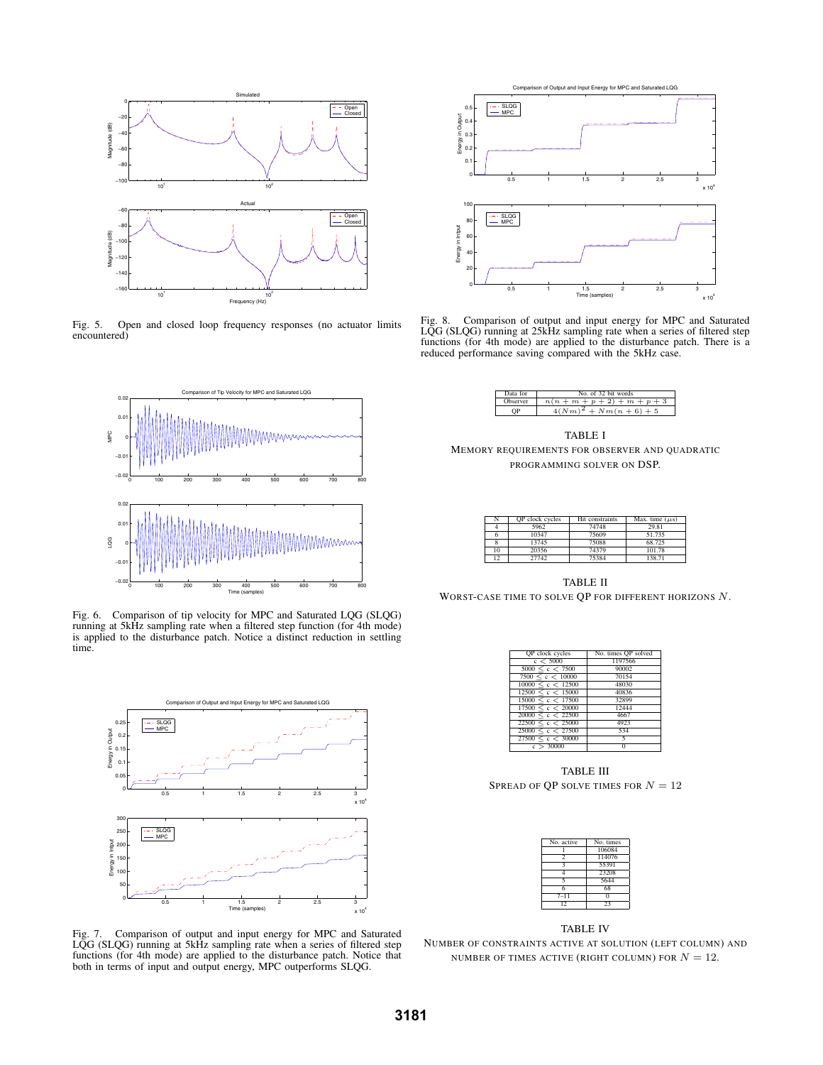Simulated

Magnitude (dB)

0
−20
−40
−60
−80
−100

Open
Closed

$10^1$
$10^2$

Actual

Magnitude (dB)

−60
−80
−100
−120
−140
−160

Open
Closed

$10^1$
$10^2$

Frequency (Hz)

Fig. 5. Open and closed loop frequency responses (no actuator limits encountered)

Comparison of Tip Velocity for MPC and Saturated LQG

MPC

0.02
0.01
0
−0.01
−0.02

0 100 200 300 400 500 600 700 800

LQG

0.02
0.01
0
−0.01
−0.02

0 100 200 300 400 500 600 700 800

Time (samples)

Fig. 6. Comparison of tip velocity for MPC and Saturated LQG (SLQG) running at 5kHz sampling rate when a filtered step function (for 4th mode) is applied to the disturbance patch. Notice a distinct reduction in settling time.

Comparison of Output and Input Energy for MPC and Saturated LQG

Energy in Output

0 0.05 0.1 0.15 0.2 0.25

SLQG
MPC

0.5 1 1.5 2 2.5 3

x $10^4$

Energy in Input

0 50 100 150 200 250 300

SLQG
MPC

0.5 1 1.5 2 2.5 3

Time (samples)

x $10^4$

Fig. 7. Comparison of output and input energy for MPC and Saturated LQG (SLQG) running at 5kHz sampling rate when a series of filtered step functions (for 4th mode) are applied to the disturbance patch. Notice that both in terms of input and output energy, MPC outperforms SLQG.

Comparison of Output and Input Energy for MPC and Saturated LQG

Energy in Output

0 0.1 0.2 0.3 0.4 0.5

SLQG
MPC

0.5 1 1.5 2 2.5 3

x $10^4$

Energy in Input

0 20 40 60 80 100

SLQG
MPC

0.5 1 1.5 2 2.5 3

Time (samples)

x $10^4$

Fig. 8. Comparison of output and input energy for MPC and Saturated LQG (SLQG) running at 25kHz sampling rate when a series of filtered step functions (for 4th mode) are applied to the disturbance patch. There is a reduced performance saving compared with the 5kHz case.

| Data for | No. of 32 bit words |
|---|---|
| Observer | $n(n+m+p+2)+m+p+3$ |
| QP | $4(Nm)^2+Nm(n+6)+5$ |

TABLE I

MEMORY REQUIREMENTS FOR OBSERVER AND QUADRATIC PROGRAMMING SOLVER ON DSP.

| N | QP clock cycles | Hit constraints | Max. time ($\mu s$) |
|---|---|---|---|
| 4 | 5962 | 74748 | 29.81 |
| 6 | 10347 | 75609 | 51.735 |
| 8 | 13745 | 75088 | 68.725 |
| 10 | 20356 | 74379 | 101.78 |
| 12 | 27742 | 75384 | 138.71 |

TABLE II

WORST-CASE TIME TO SOLVE QP FOR DIFFERENT HORIZONS $N$.

| QP clock cycles | No. times QP solved |
|---|---|
| $c < 5000$ | 1197566 |
| $5000 \le c < 7500$ | 90002 |
| $7500 \le c < 10000$ | 70154 |
| $10000 \le c < 12500$ | 48030 |
| $12500 \le c < 15000$ | 40836 |
| $15000 \le c < 17500$ | 32899 |
| $17500 \le c < 20000$ | 12444 |
| $20000 \le c < 22500$ | 4667 |
| $22500 \le c < 25000$ | 4923 |
| $25000 \le c < 27500$ | 534 |
| $27500 \le c < 30000$ | 5 |
| $c > 30000$ | 0 |

TABLE III

SPREAD OF QP SOLVE TIMES FOR $N = 12$

| No. active | No. times |
|---|---|
| 1 | 106084 |
| 2 | 114076 |
| 3 | 55391 |
| 4 | 23208 |
| 5 | 5644 |
| 6 | 68 |
| 7–11 | 0 |
| 12 | 23 |

TABLE IV

NUMBER OF CONSTRAINTS ACTIVE AT SOLUTION (LEFT COLUMN) AND NUMBER OF TIMES ACTIVE (RIGHT COLUMN) FOR $N = 12$.